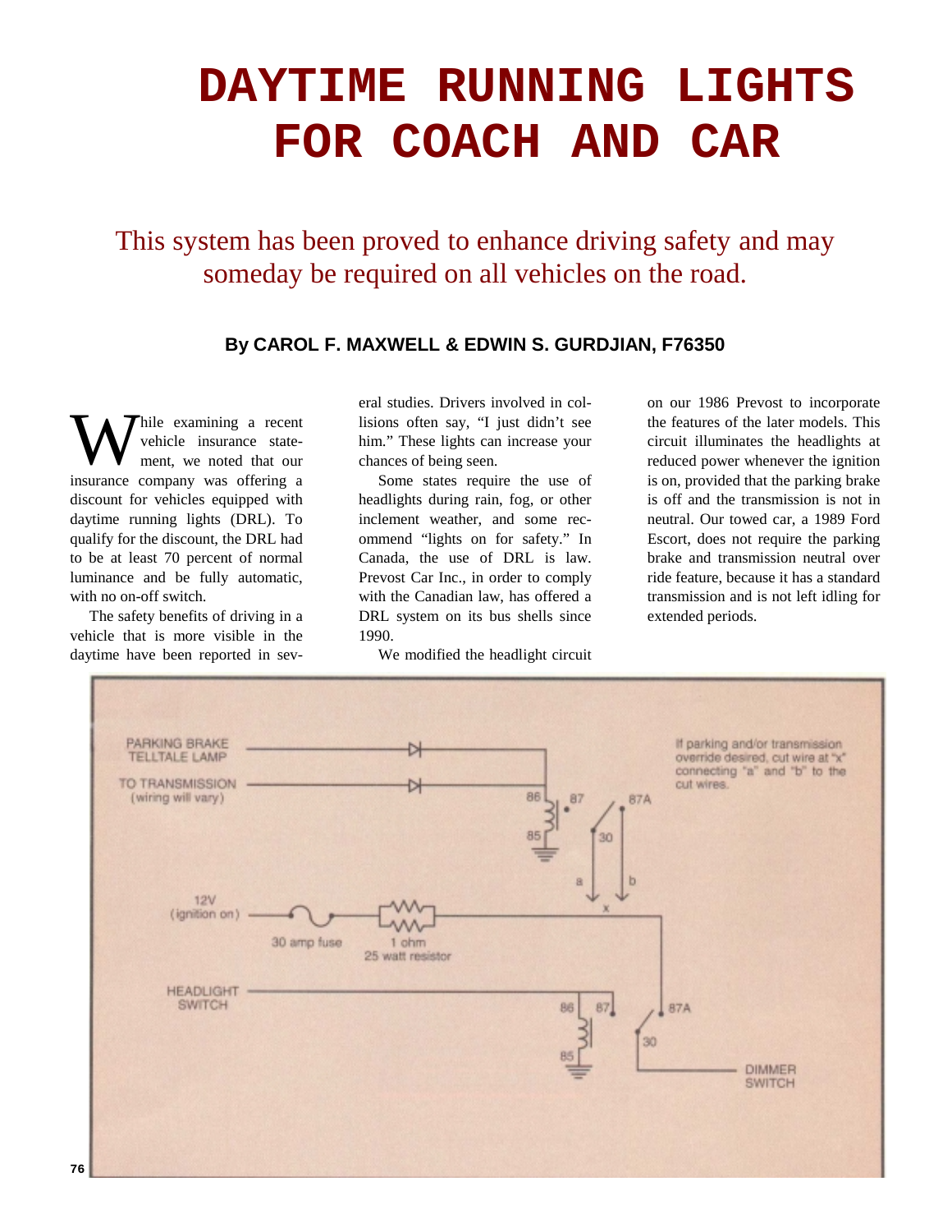# DAYTIME RUNNING LIGHTS FOR COACH AND CAR

This system has been proved to enhance driving safety and may someday be required on all vehicles on the road.

**By CAROL F. MAXWELL & EDWIN S. GURDJIAN, F76350**

While examining a recent vehicle insurance statement, we noted that our insurance company was offering a discount for vehicles equipped with daytime running lights (DRL). To qualify for the discount, the DRL had to be at least 70 percent of normal luminance and be fully automatic, with no on-off switch.

The safety benefits of driving in a vehicle that is more visible in the daytime have been reported in several studies. Drivers involved in collisions often say, "I just didn't see him." These lights can increase your chances of being seen.

Some states require the use of headlights during rain, fog, or other inclement weather, and some recommend "lights on for safety." In Canada, the use of DRL is law. Prevost Car Inc., in order to comply with the Canadian law, has offered a DRL system on its bus shells since 1990.

We modified the headlight circuit on our 1986 Prevost to incorporate the features of the later models. This circuit illuminates the headlights at reduced power whenever the ignition is on, provided that the parking brake is off and the transmission is not in neutral. Our towed car, a 1989 Ford Escort, does not require the parking brake and transmission neutral over ride feature, because it has a standard transmission and is not left idling for extended periods.

PARKING BRAKE TELLTALE LAMP

TO TRANSMISSION (wiring will vary)

12V (ignition on)

30 amp fuse

1 ohm 25 watt resistor

HEADLIGHT SWITCH

DIMMER SWITCH

86 87 87A 85 30 a b x

86 87 87A 85 30

If parking and/or transmission override desired, cut wire at "x" connecting "a" and "b" to the cut wires.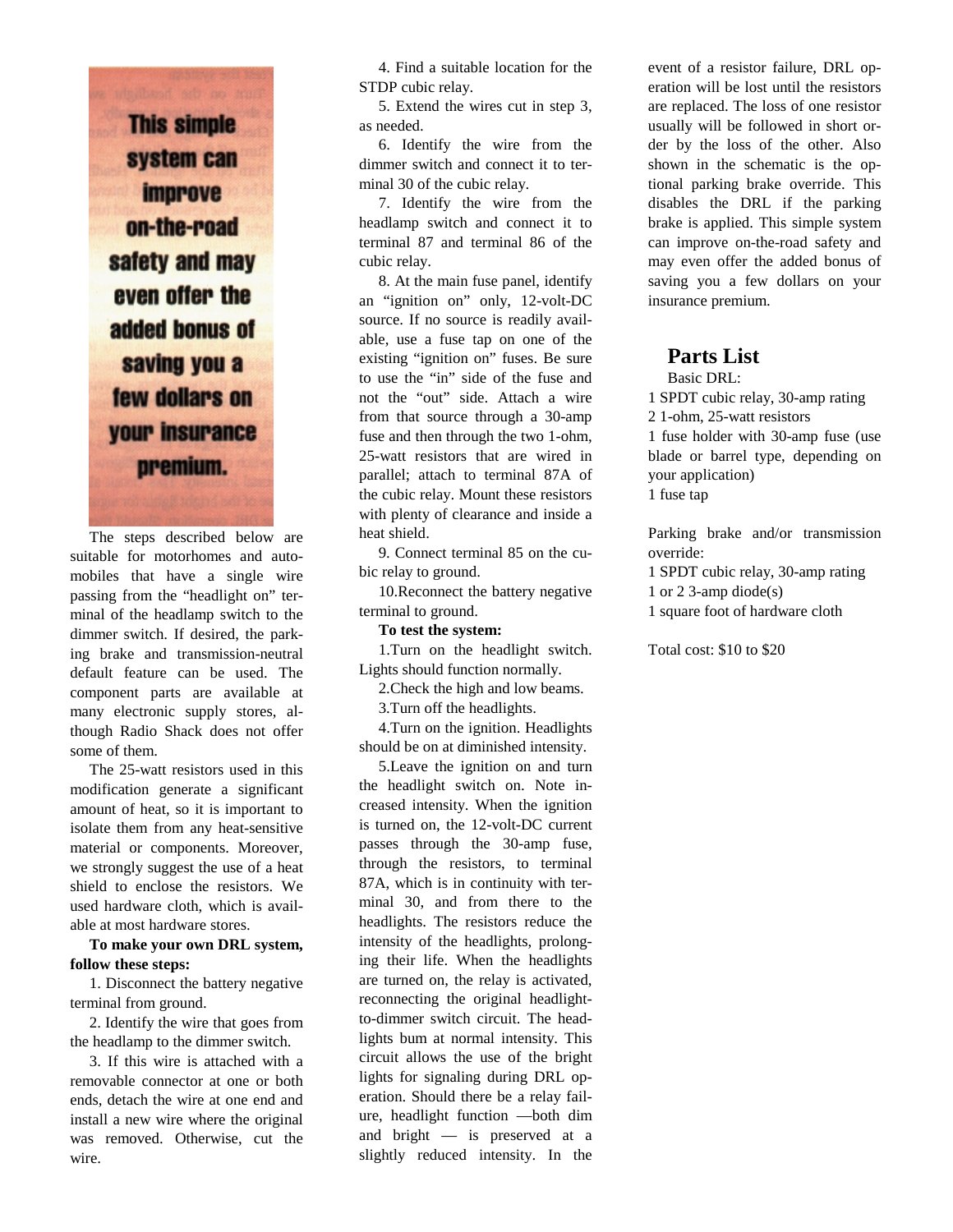**This simple system can improve on-the-road safety and may even offer the added bonus of saving you a few dollars on your insurance premium.**

The steps described below are suitable for motorhomes and automobiles that have a single wire passing from the "headlight on" terminal of the headlamp switch to the dimmer switch. If desired, the parking brake and transmission-neutral default feature can be used. The component parts are available at many electronic supply stores, although Radio Shack does not offer some of them.

The 25-watt resistors used in this modification generate a significant amount of heat, so it is important to isolate them from any heat-sensitive material or components. Moreover, we strongly suggest the use of a heat shield to enclose the resistors. We used hardware cloth, which is available at most hardware stores.

**To make your own DRL system, follow these steps:**

1. Disconnect the battery negative terminal from ground.
2. Identify the wire that goes from the headlamp to the dimmer switch.
3. If this wire is attached with a removable connector at one or both ends, detach the wire at one end and install a new wire where the original was removed. Otherwise, cut the wire.
4. Find a suitable location for the STDP cubic relay.
5. Extend the wires cut in step 3, as needed.
6. Identify the wire from the dimmer switch and connect it to terminal 30 of the cubic relay.
7. Identify the wire from the headlamp switch and connect it to terminal 87 and terminal 86 of the cubic relay.
8. At the main fuse panel, identify an "ignition on" only, 12-volt-DC source. If no source is readily available, use a fuse tap on one of the existing "ignition on" fuses. Be sure to use the "in" side of the fuse and not the "out" side. Attach a wire from that source through a 30-amp fuse and then through the two 1-ohm, 25-watt resistors that are wired in parallel; attach to terminal 87A of the cubic relay. Mount these resistors with plenty of clearance and inside a heat shield.
9. Connect terminal 85 on the cubic relay to ground.
10. Reconnect the battery negative terminal to ground.

**To test the system:**

1. Turn on the headlight switch. Lights should function normally.
2. Check the high and low beams.
3. Turn off the headlights.
4. Turn on the ignition. Headlights should be on at diminished intensity.
5. Leave the ignition on and turn the headlight switch on. Note increased intensity. When the ignition is turned on, the 12-volt-DC current passes through the 30-amp fuse, through the resistors, to terminal 87A, which is in continuity with terminal 30, and from there to the headlights. The resistors reduce the intensity of the headlights, prolonging their life. When the headlights are turned on, the relay is activated, reconnecting the original headlight-to-dimmer switch circuit. The headlights bum at normal intensity. This circuit allows the use of the bright lights for signaling during DRL operation. Should there be a relay failure, headlight function —both dim and bright — is preserved at a slightly reduced intensity. In the event of a resistor failure, DRL operation will be lost until the resistors are replaced. The loss of one resistor usually will be followed in short order by the loss of the other. Also shown in the schematic is the optional parking brake override. This disables the DRL if the parking brake is applied. This simple system can improve on-the-road safety and may even offer the added bonus of saving you a few dollars on your insurance premium.

## Parts List

Basic DRL:

1 SPDT cubic relay, 30-amp rating
2 1-ohm, 25-watt resistors
1 fuse holder with 30-amp fuse (use blade or barrel type, depending on your application)
1 fuse tap

Parking brake and/or transmission override:

1 SPDT cubic relay, 30-amp rating
1 or 2 3-amp diode(s)
1 square foot of hardware cloth

Total cost: $10 to $20